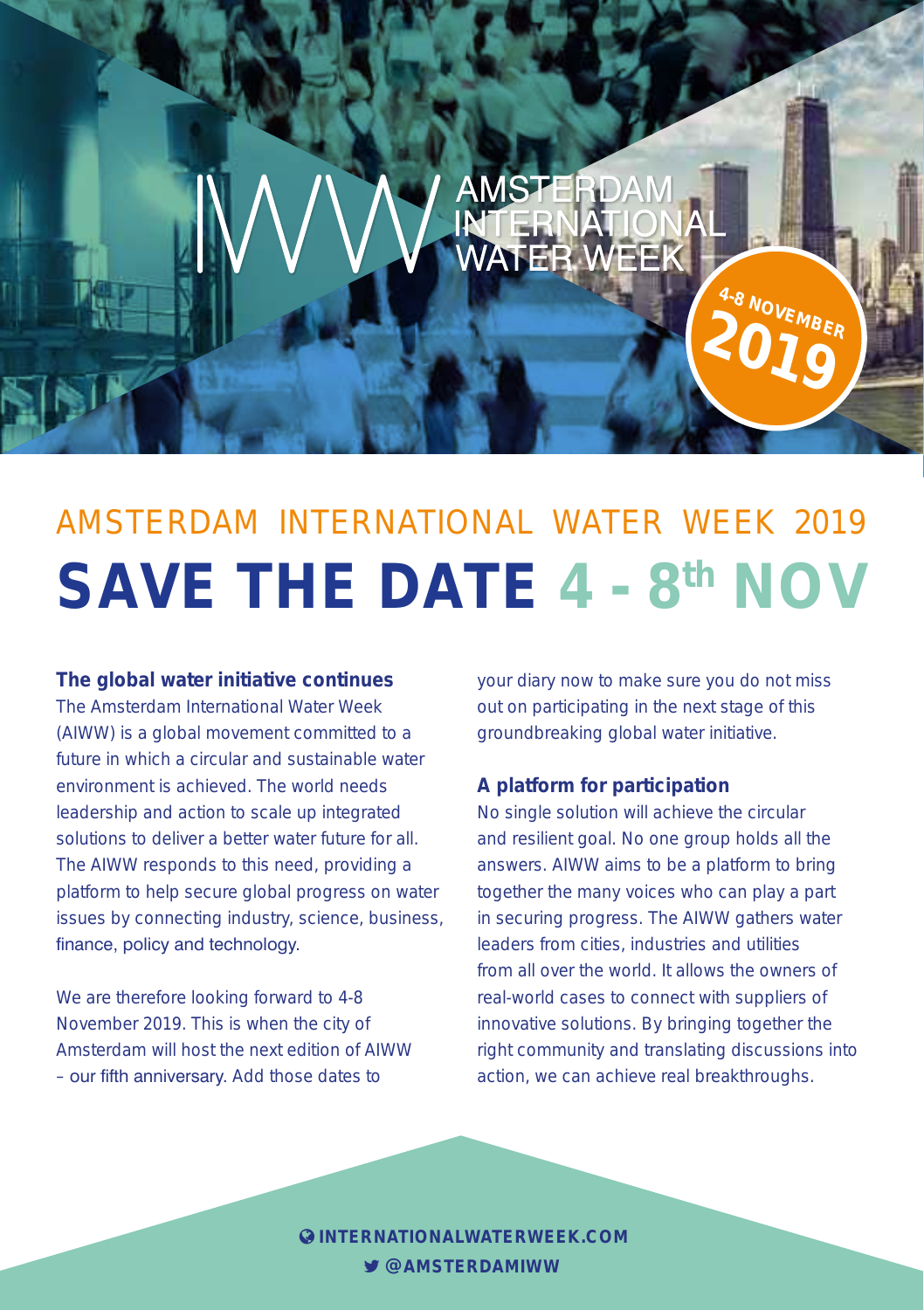AMSTERDAM INTERNATIONAL WATER WEEK

4-8 NOVEMBER 2019

# AMSTERDAM INTERNATIONAL WATER WEEK 2019

# SAVE THE DATE 4 - 8th NOV

**The global water initiative continues**

The Amsterdam International Water Week (AIWW) is a global movement committed to a future in which a circular and sustainable water environment is achieved. The world needs leadership and action to scale up integrated solutions to deliver a better water future for all. The AIWW responds to this need, providing a platform to help secure global progress on water issues by connecting industry, science, business, finance, policy and technology.

We are therefore looking forward to 4-8 November 2019. This is when the city of Amsterdam will host the next edition of AIWW – our fifth anniversary. Add those dates to your diary now to make sure you do not miss out on participating in the next stage of this groundbreaking global water initiative.

**A platform for participation**

No single solution will achieve the circular and resilient goal. No one group holds all the answers. AIWW aims to be a platform to bring together the many voices who can play a part in securing progress. The AIWW gathers water leaders from cities, industries and utilities from all over the world. It allows the owners of real-world cases to connect with suppliers of innovative solutions. By bringing together the right community and translating discussions into action, we can achieve real breakthroughs.

**INTERNATIONALWATERWEEK.COM**

**@AMSTERDAMIWW**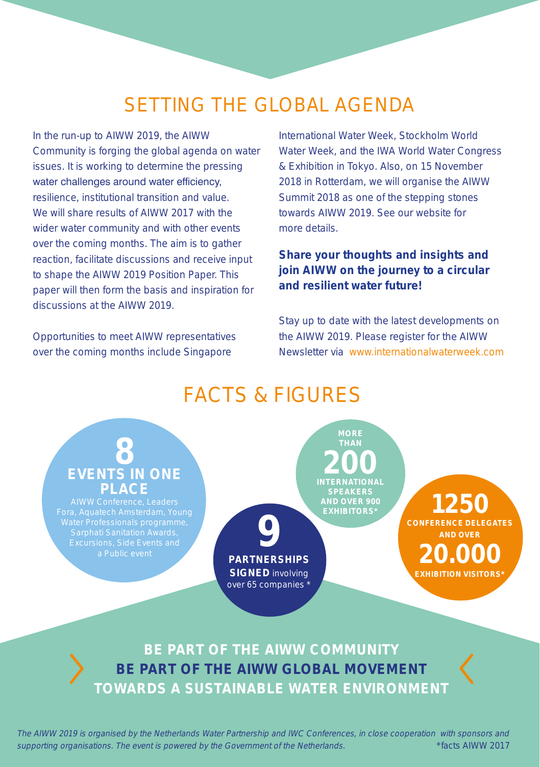# SETTING THE GLOBAL AGENDA

In the run-up to AIWW 2019, the AIWW Community is forging the global agenda on water issues. It is working to determine the pressing water challenges around water efficiency, resilience, institutional transition and value. We will share results of AIWW 2017 with the wider water community and with other events over the coming months. The aim is to gather reaction, facilitate discussions and receive input to shape the AIWW 2019 Position Paper. This paper will then form the basis and inspiration for discussions at the AIWW 2019.

Opportunities to meet AIWW representatives over the coming months include Singapore International Water Week, Stockholm World Water Week, and the IWA World Water Congress & Exhibition in Tokyo. Also, on 15 November 2018 in Rotterdam, we will organise the AIWW Summit 2018 as one of the stepping stones towards AIWW 2019. See our website for more details.

**Share your thoughts and insights and join AIWW on the journey to a circular and resilient water future!**

Stay up to date with the latest developments on the AIWW 2019. Please register for the AIWW Newsletter via www.internationalwaterweek.com

# FACTS & FIGURES

**8**
**EVENTS IN ONE PLACE**
AIWW Conference, Leaders Fora, Aquatech Amsterdam, Young Water Professionals programme, Sarphati Sanitation Awards, Excursions, Side Events and a Public event

**9**
**PARTNERSHIPS SIGNED** involving over 65 companies *

**MORE THAN 200**
**INTERNATIONAL SPEAKERS AND OVER 900 EXHIBITORS***

**1250**
**CONFERENCE DELEGATES AND OVER**
**20.000**
**EXHIBITION VISITORS***

**BE PART OF THE AIWW COMMUNITY**
**BE PART OF THE AIWW GLOBAL MOVEMENT**
**TOWARDS A SUSTAINABLE WATER ENVIRONMENT**

*The AIWW 2019 is organised by the Netherlands Water Partnership and IWC Conferences, in close cooperation with sponsors and supporting organisations. The event is powered by the Government of the Netherlands.*

*facts AIWW 2017